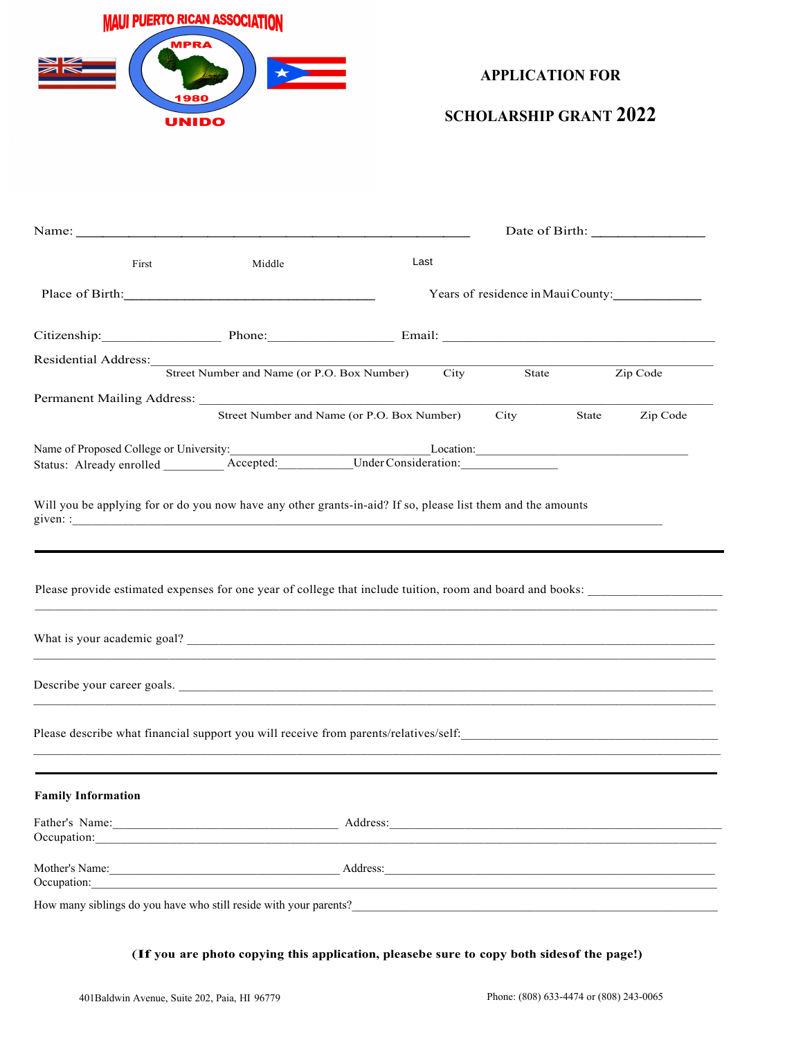MAUI PUERTO RICAN ASSOCIATION

MPRA

1980

UNIDO

# APPLICATION FOR

# SCHOLARSHIP GRANT 2022

Name: ______________________________________________ Date of Birth: _______________

First Middle Last

Place of Birth:___________________________________ Years of residence in Maui County:____________

Citizenship:________________ Phone:_________________ Email: ________________________________________

Residential Address:________________________________________________________________________
Street Number and Name (or P.O. Box Number) City State Zip Code

Permanent Mailing Address: __________________________________________________________________
Street Number and Name (or P.O. Box Number) City State Zip Code

Name of Proposed College or University:______________________________Location:__________________________________
Status: Already enrolled _________ Accepted:____________Under Consideration:_______________

Will you be applying for or do you now have any other grants-in-aid? If so, please list them and the amounts given: :_____________________________________________________________________________________

---

Please provide estimated expenses for one year of college that include tuition, room and board and books: ____________________
__________________________________________________________________________________________

What is your academic goal? ______________________________________________________________________
__________________________________________________________________________________________

Describe your career goals. _______________________________________________________________________
__________________________________________________________________________________________

Please describe what financial support you will receive from parents/relatives/self:______________________________________
__________________________________________________________________________________________

---

**Family Information**

Father's Name:__________________________________ Address:_________________________________________________
Occupation:_________________________________________________________________________________________

Mother's Name:_________________________________ Address:__________________________________________________
Occupation:_________________________________________________________________________________________

How many siblings do you have who still reside with your parents?___________________________________________________

**(If you are photo copying this application, pleasebe sure to copy both sidesof the page!)**

401Baldwin Avenue, Suite 202, Paia, HI 96779 Phone: (808) 633-4474 or (808) 243-0065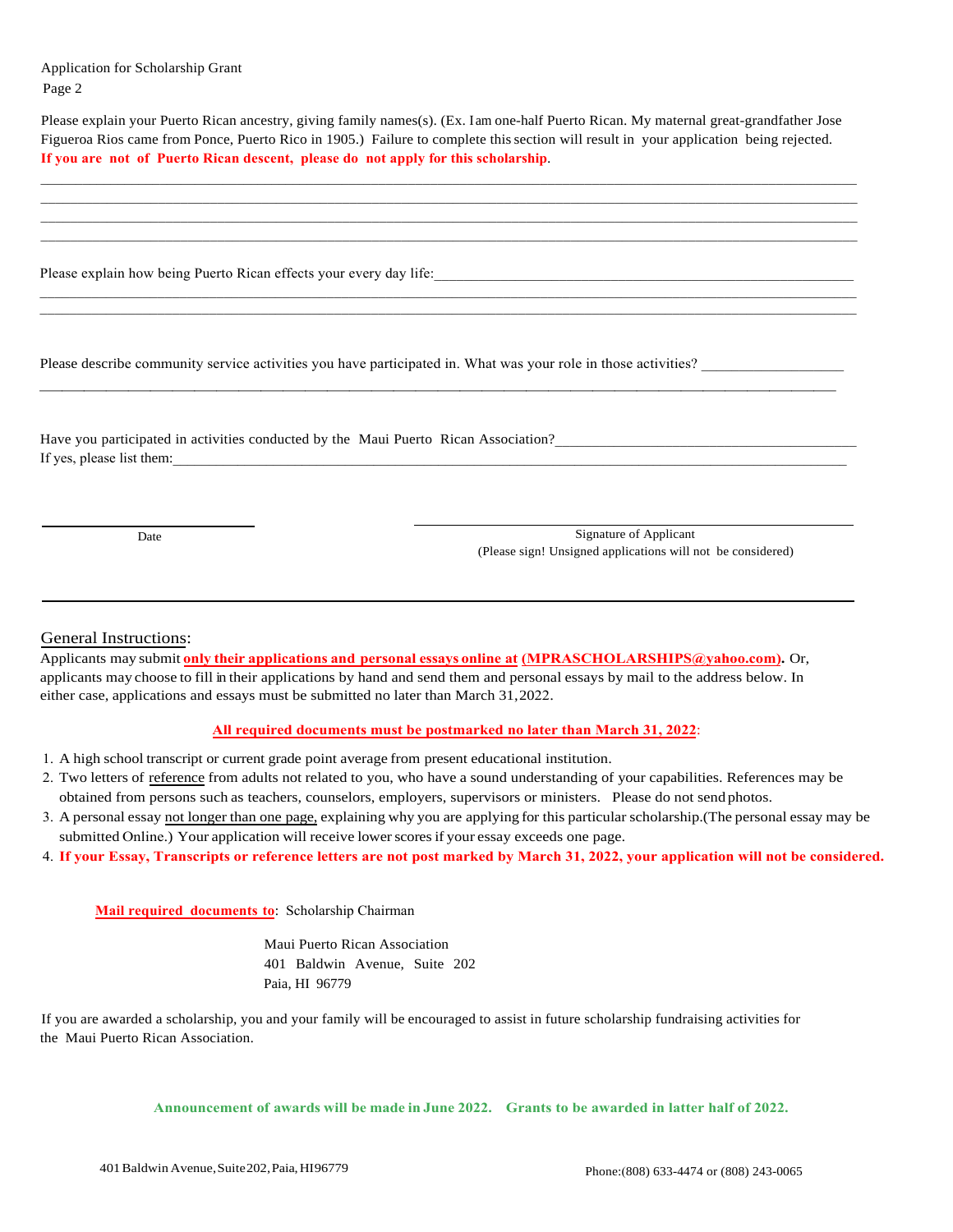Application for Scholarship Grant
Page 2

Please explain your Puerto Rican ancestry, giving family names(s). (Ex. I am one-half Puerto Rican. My maternal great-grandfather Jose Figueroa Rios came from Ponce, Puerto Rico in 1905.) Failure to complete this section will result in your application being rejected. **If you are not of Puerto Rican descent, please do not apply for this scholarship.**

\_\_\_\_\_\_\_\_\_\_\_\_\_\_\_\_\_\_\_\_\_\_\_\_\_\_\_\_\_\_\_\_\_\_\_\_\_\_\_\_\_\_\_\_\_\_\_\_\_\_\_\_\_\_\_\_\_\_\_\_\_\_\_\_\_\_\_\_\_\_\_\_\_\_\_\_\_\_

\_\_\_\_\_\_\_\_\_\_\_\_\_\_\_\_\_\_\_\_\_\_\_\_\_\_\_\_\_\_\_\_\_\_\_\_\_\_\_\_\_\_\_\_\_\_\_\_\_\_\_\_\_\_\_\_\_\_\_\_\_\_\_\_\_\_\_\_\_\_\_\_\_\_\_\_\_\_

\_\_\_\_\_\_\_\_\_\_\_\_\_\_\_\_\_\_\_\_\_\_\_\_\_\_\_\_\_\_\_\_\_\_\_\_\_\_\_\_\_\_\_\_\_\_\_\_\_\_\_\_\_\_\_\_\_\_\_\_\_\_\_\_\_\_\_\_\_\_\_\_\_\_\_\_\_\_

\_\_\_\_\_\_\_\_\_\_\_\_\_\_\_\_\_\_\_\_\_\_\_\_\_\_\_\_\_\_\_\_\_\_\_\_\_\_\_\_\_\_\_\_\_\_\_\_\_\_\_\_\_\_\_\_\_\_\_\_\_\_\_\_\_\_\_\_\_\_\_\_\_\_\_\_\_\_

Please explain how being Puerto Rican effects your every day life:\_\_\_\_\_\_\_\_\_\_\_\_\_\_\_\_\_\_\_\_\_\_\_\_\_\_\_\_\_\_\_\_\_\_\_\_\_\_\_\_\_\_\_\_\_

\_\_\_\_\_\_\_\_\_\_\_\_\_\_\_\_\_\_\_\_\_\_\_\_\_\_\_\_\_\_\_\_\_\_\_\_\_\_\_\_\_\_\_\_\_\_\_\_\_\_\_\_\_\_\_\_\_\_\_\_\_\_\_\_\_\_\_\_\_\_\_\_\_\_\_\_\_\_

\_\_\_\_\_\_\_\_\_\_\_\_\_\_\_\_\_\_\_\_\_\_\_\_\_\_\_\_\_\_\_\_\_\_\_\_\_\_\_\_\_\_\_\_\_\_\_\_\_\_\_\_\_\_\_\_\_\_\_\_\_\_\_\_\_\_\_\_\_\_\_\_\_\_\_\_\_\_

Please describe community service activities you have participated in. What was your role in those activities? \_\_\_\_\_\_\_\_\_\_\_\_\_\_\_\_\_\_\_

\_\_\_\_\_\_\_\_\_\_\_\_\_\_\_\_\_\_\_\_\_\_\_\_\_\_\_\_\_\_\_\_\_\_\_\_\_\_\_\_\_\_\_\_\_\_\_\_\_\_\_\_\_\_\_\_\_\_\_\_\_\_\_\_\_\_\_\_\_\_\_\_\_\_\_\_\_\_

Have you participated in activities conducted by the Maui Puerto Rican Association?\_\_\_\_\_\_\_\_\_\_\_\_\_\_\_\_\_\_\_\_\_\_\_\_\_\_\_\_\_\_\_\_\_\_\_\_\_\_\_\_
If yes, please list them:\_\_\_\_\_\_\_\_\_\_\_\_\_\_\_\_\_\_\_\_\_\_\_\_\_\_\_\_\_\_\_\_\_\_\_\_\_\_\_\_\_\_\_\_\_\_\_\_\_\_\_\_\_\_\_\_\_\_\_\_\_\_\_\_\_\_\_\_\_\_\_\_\_\_\_\_

\_\_\_\_\_\_\_\_\_\_\_\_\_\_\_\_\_\_\_\_\_\_\_\_\_\_ \_\_\_\_\_\_\_\_\_\_\_\_\_\_\_\_\_\_\_\_\_\_\_\_\_\_\_\_\_\_\_\_\_\_\_\_\_\_\_\_\_\_\_\_\_\_\_\_\_\_\_\_
Date Signature of Applicant
(Please sign! Unsigned applications will not be considered)

## General Instructions:

Applicants may submit **only their applications and personal essays online at (MPRASCHOLARSHIPS@yahoo.com).** Or, applicants may choose to fill in their applications by hand and send them and personal essays by mail to the address below. In either case, applications and essays must be submitted no later than March 31, 2022.

**All required documents must be postmarked no later than March 31, 2022**:

1. A high school transcript or current grade point average from present educational institution.
2. Two letters of reference from adults not related to you, who have a sound understanding of your capabilities. References may be obtained from persons such as teachers, counselors, employers, supervisors or ministers. Please do not send photos.
3. A personal essay not longer than one page, explaining why you are applying for this particular scholarship.(The personal essay may be submitted Online.) Your application will receive lower scores if your essay exceeds one page.
4. **If your Essay, Transcripts or reference letters are not post marked by March 31, 2022, your application will not be considered.**

**Mail required documents to**: Scholarship Chairman

Maui Puerto Rican Association
401 Baldwin Avenue, Suite 202
Paia, HI 96779

If you are awarded a scholarship, you and your family will be encouraged to assist in future scholarship fundraising activities for the Maui Puerto Rican Association.

**Announcement of awards will be made in June 2022. Grants to be awarded in latter half of 2022.**

401 Baldwin Avenue, Suite 202, Paia, HI 96779 Phone:(808) 633-4474 or (808) 243-0065